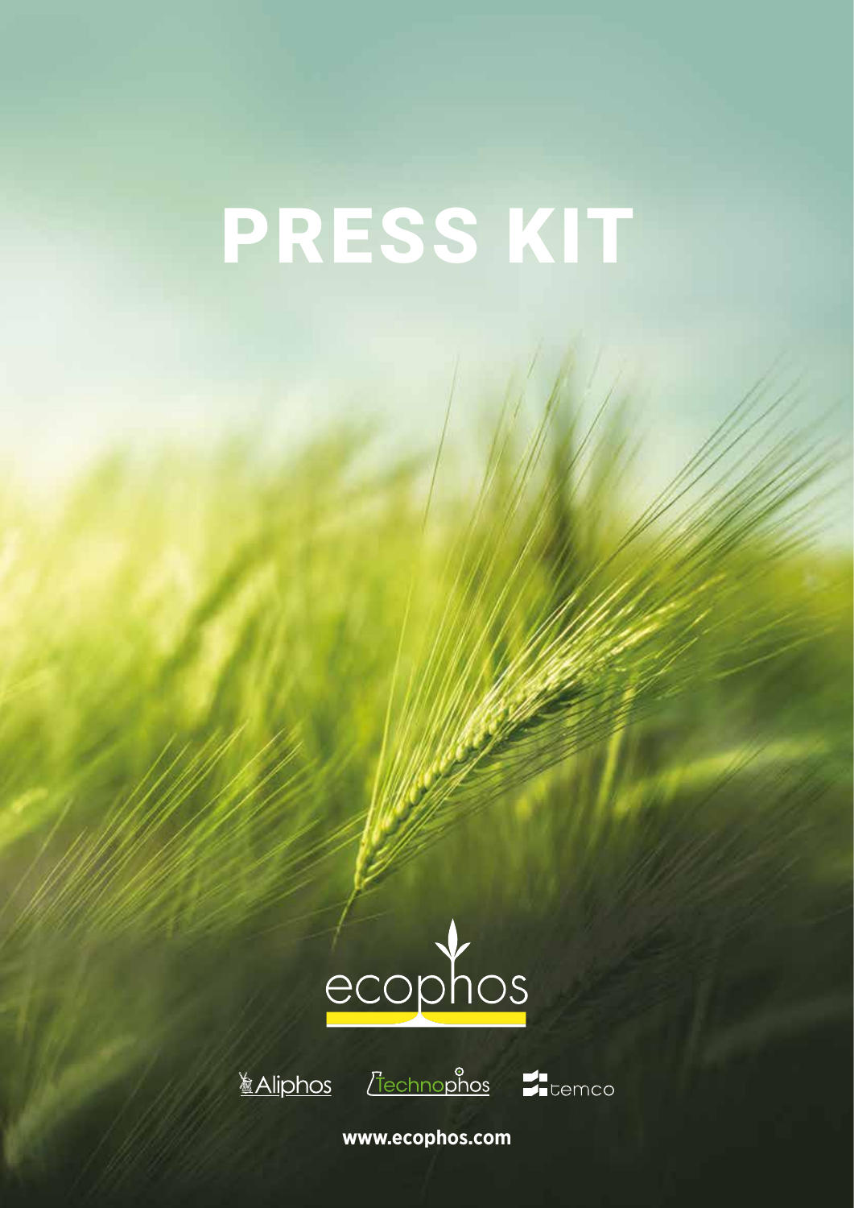# PRESS KIT

ecophos

Aliphos Technophos temco

www.ecophos.com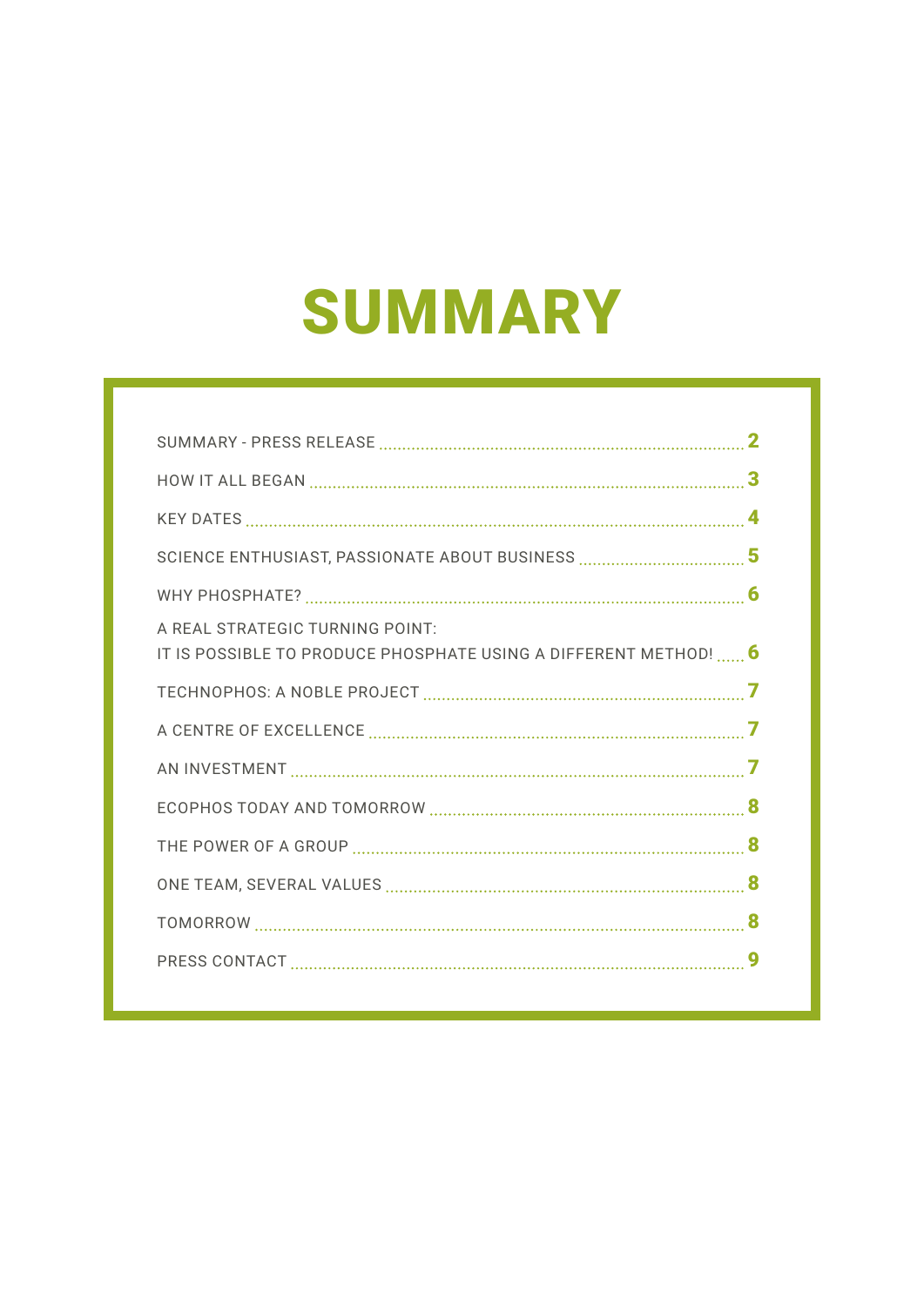# SUMMARY

| | |
|---|---|
| SUMMARY - PRESS RELEASE | 2 |
| HOW IT ALL BEGAN | 3 |
| KEY DATES | 4 |
| SCIENCE ENTHUSIAST, PASSIONATE ABOUT BUSINESS | 5 |
| WHY PHOSPHATE? | 6 |
| A REAL STRATEGIC TURNING POINT: IT IS POSSIBLE TO PRODUCE PHOSPHATE USING A DIFFERENT METHOD! | 6 |
| TECHNOPHOS: A NOBLE PROJECT | 7 |
| A CENTRE OF EXCELLENCE | 7 |
| AN INVESTMENT | 7 |
| ECOPHOS TODAY AND TOMORROW | 8 |
| THE POWER OF A GROUP | 8 |
| ONE TEAM, SEVERAL VALUES | 8 |
| TOMORROW | 8 |
| PRESS CONTACT | 9 |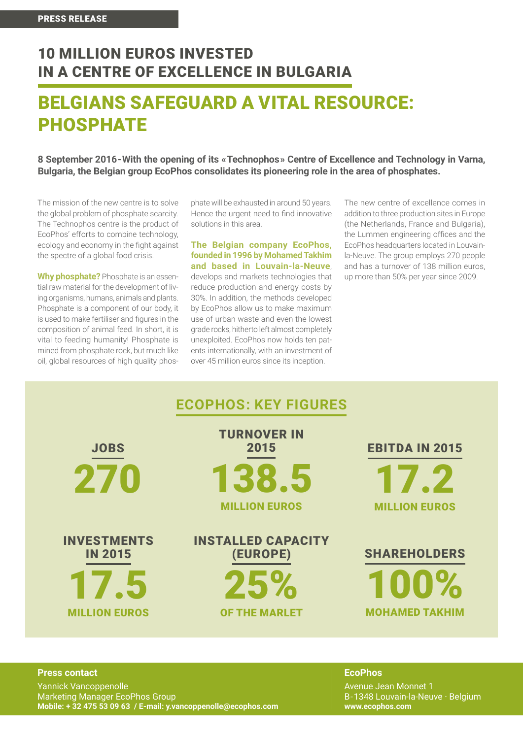PRESS RELEASE

# 10 MILLION EUROS INVESTED IN A CENTRE OF EXCELLENCE IN BULGARIA

# BELGIANS SAFEGUARD A VITAL RESOURCE: PHOSPHATE

**8 September 2016 - With the opening of its «Technophos» Centre of Excellence and Technology in Varna, Bulgaria, the Belgian group EcoPhos consolidates its pioneering role in the area of phosphates.**

The mission of the new centre is to solve the global problem of phosphate scarcity. The Technophos centre is the product of EcoPhos' efforts to combine technology, ecology and economy in the fight against the spectre of a global food crisis.

**Why phosphate?** Phosphate is an essential raw material for the development of living organisms, humans, animals and plants. Phosphate is a component of our body, it is used to make fertiliser and figures in the composition of animal feed. In short, it is vital to feeding humanity! Phosphate is mined from phosphate rock, but much like oil, global resources of high quality phosphate will be exhausted in around 50 years. Hence the urgent need to find innovative solutions in this area.

**The Belgian company EcoPhos, founded in 1996 by Mohamed Takhim and based in Louvain-la-Neuve**, develops and markets technologies that reduce production and energy costs by 30%. In addition, the methods developed by EcoPhos allow us to make maximum use of urban waste and even the lowest grade rocks, hitherto left almost completely unexploited. EcoPhos now holds ten patents internationally, with an investment of over 45 million euros since its inception.

The new centre of excellence comes in addition to three production sites in Europe (the Netherlands, France and Bulgaria), the Lummen engineering offices and the EcoPhos headquarters located in Louvain-la-Neuve. The group employs 270 people and has a turnover of 138 million euros, up more than 50% per year since 2009.

## ECOPHOS: KEY FIGURES

**JOBS**
270

**TURNOVER IN 2015**
138.5
MILLION EUROS

**EBITDA IN 2015**
17.2
MILLION EUROS

**INVESTMENTS IN 2015**
17.5
MILLION EUROS

**INSTALLED CAPACITY (EUROPE)**
25%
OF THE MARLET

**SHAREHOLDERS**
100%
MOHAMED TAKHIM

**Press contact**
Yannick Vancoppenolle
Marketing Manager EcoPhos Group
**Mobile: + 32 475 53 09 63 / E-mail: y.vancoppenolle@ecophos.com**

**EcoPhos**
Avenue Jean Monnet 1
B-1348 Louvain-la-Neuve · Belgium
**www.ecophos.com**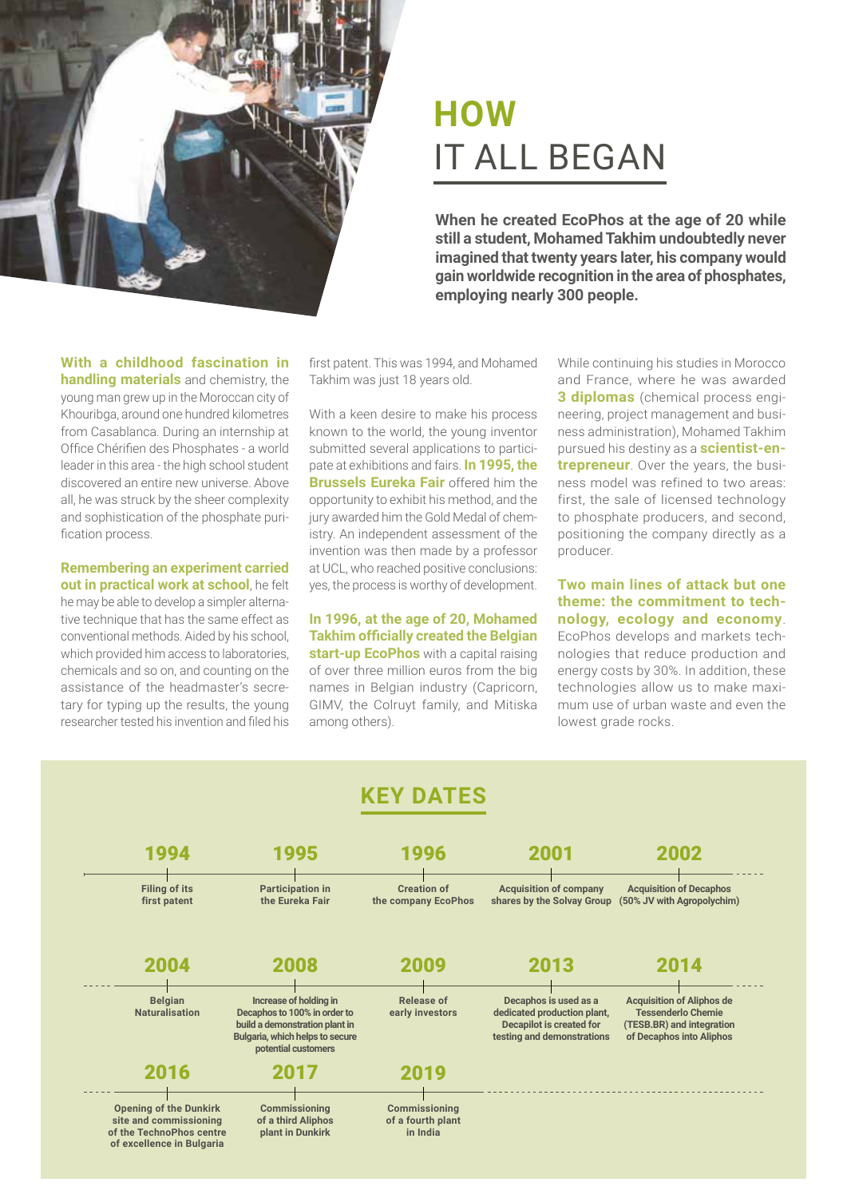# HOW IT ALL BEGAN

**When he created EcoPhos at the age of 20 while still a student, Mohamed Takhim undoubtedly never imagined that twenty years later, his company would gain worldwide recognition in the area of phosphates, employing nearly 300 people.**

**With a childhood fascination in handling materials** and chemistry, the young man grew up in the Moroccan city of Khouribga, around one hundred kilometres from Casablanca. During an internship at Office Chérifien des Phosphates - a world leader in this area - the high school student discovered an entire new universe. Above all, he was struck by the sheer complexity and sophistication of the phosphate purification process.

**Remembering an experiment carried out in practical work at school**, he felt he may be able to develop a simpler alternative technique that has the same effect as conventional methods. Aided by his school, which provided him access to laboratories, chemicals and so on, and counting on the assistance of the headmaster's secretary for typing up the results, the young researcher tested his invention and filed his first patent. This was 1994, and Mohamed Takhim was just 18 years old.

With a keen desire to make his process known to the world, the young inventor submitted several applications to participate at exhibitions and fairs. **In 1995, the Brussels Eureka Fair** offered him the opportunity to exhibit his method, and the jury awarded him the Gold Medal of chemistry. An independent assessment of the invention was then made by a professor at UCL, who reached positive conclusions: yes, the process is worthy of development.

**In 1996, at the age of 20, Mohamed Takhim officially created the Belgian start-up EcoPhos** with a capital raising of over three million euros from the big names in Belgian industry (Capricorn, GIMV, the Colruyt family, and Mitiska among others).

While continuing his studies in Morocco and France, where he was awarded **3 diplomas** (chemical process engineering, project management and business administration), Mohamed Takhim pursued his destiny as a **scientist-entrepreneur**. Over the years, the business model was refined to two areas: first, the sale of licensed technology to phosphate producers, and second, positioning the company directly as a producer.

**Two main lines of attack but one theme: the commitment to technology, ecology and economy**. EcoPhos develops and markets technologies that reduce production and energy costs by 30%. In addition, these technologies allow us to make maximum use of urban waste and even the lowest grade rocks.

## KEY DATES

- **1994** – Filing of its first patent
- **1995** – Participation in the Eureka Fair
- **1996** – Creation of the company EcoPhos
- **2001** – Acquisition of company shares by the Solvay Group
- **2002** – Acquisition of Decaphos (50% JV with Agropolychim)
- **2004** – Belgian Naturalisation
- **2008** – Increase of holding in Decaphos to 100% in order to build a demonstration plant in Bulgaria, which helps to secure potential customers
- **2009** – Release of early investors
- **2013** – Decaphos is used as a dedicated production plant, Decapilot is created for testing and demonstrations
- **2014** – Acquisition of Aliphos de Tessenderlo Chemie (TESB.BR) and integration of Decaphos into Aliphos
- **2016** – Opening of the Dunkirk site and commissioning of the TechnoPhos centre of excellence in Bulgaria
- **2017** – Commissioning of a third Aliphos plant in Dunkirk
- **2019** – Commissioning of a fourth plant in India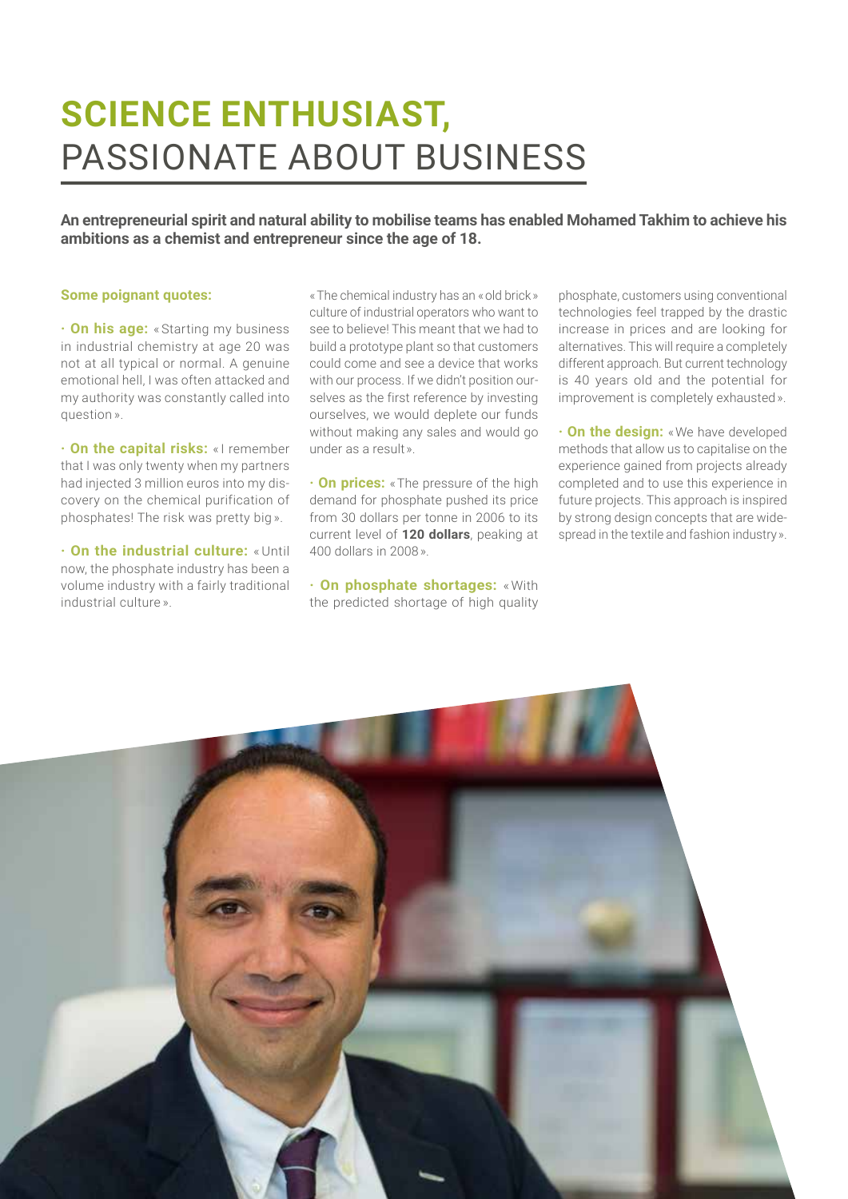# SCIENCE ENTHUSIAST, PASSIONATE ABOUT BUSINESS

**An entrepreneurial spirit and natural ability to mobilise teams has enabled Mohamed Takhim to achieve his ambitions as a chemist and entrepreneur since the age of 18.**

**Some poignant quotes:**

· **On his age:** « Starting my business in industrial chemistry at age 20 was not at all typical or normal. A genuine emotional hell, I was often attacked and my authority was constantly called into question ».

· **On the capital risks:** « I remember that I was only twenty when my partners had injected 3 million euros into my discovery on the chemical purification of phosphates! The risk was pretty big ».

· **On the industrial culture:** « Until now, the phosphate industry has been a volume industry with a fairly traditional industrial culture ».

« The chemical industry has an « old brick » culture of industrial operators who want to see to believe! This meant that we had to build a prototype plant so that customers could come and see a device that works with our process. If we didn't position ourselves as the first reference by investing ourselves, we would deplete our funds without making any sales and would go under as a result ».

· **On prices:** « The pressure of the high demand for phosphate pushed its price from 30 dollars per tonne in 2006 to its current level of **120 dollars**, peaking at 400 dollars in 2008 ».

· **On phosphate shortages:** « With the predicted shortage of high quality phosphate, customers using conventional technologies feel trapped by the drastic increase in prices and are looking for alternatives. This will require a completely different approach. But current technology is 40 years old and the potential for improvement is completely exhausted ».

· **On the design:** « We have developed methods that allow us to capitalise on the experience gained from projects already completed and to use this experience in future projects. This approach is inspired by strong design concepts that are widespread in the textile and fashion industry ».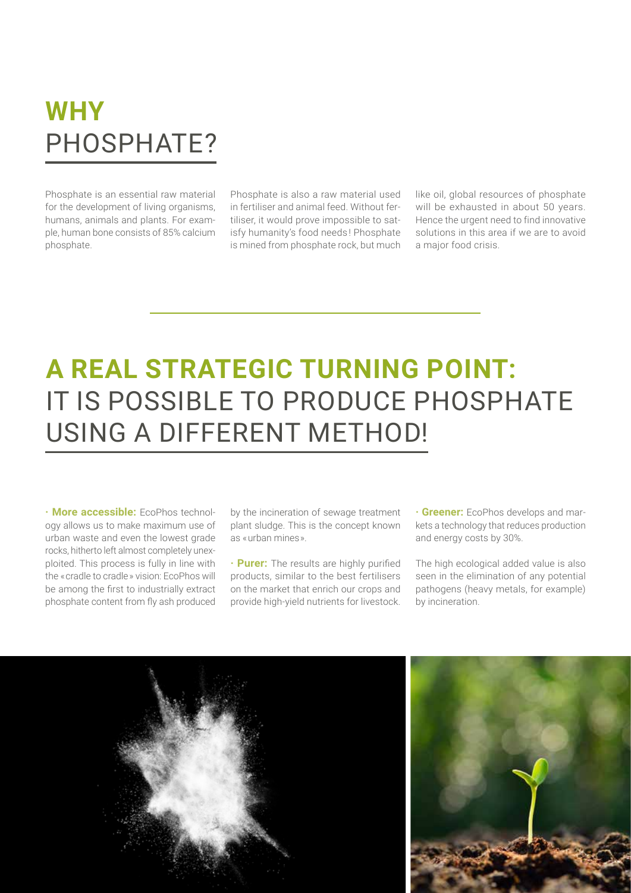# **WHY** PHOSPHATE?

Phosphate is an essential raw material for the development of living organisms, humans, animals and plants. For example, human bone consists of 85% calcium phosphate.

Phosphate is also a raw material used in fertiliser and animal feed. Without fertiliser, it would prove impossible to satisfy humanity's food needs! Phosphate is mined from phosphate rock, but much like oil, global resources of phosphate will be exhausted in about 50 years. Hence the urgent need to find innovative solutions in this area if we are to avoid a major food crisis.

# **A REAL STRATEGIC TURNING POINT:** IT IS POSSIBLE TO PRODUCE PHOSPHATE USING A DIFFERENT METHOD!

· **More accessible:** EcoPhos technology allows us to make maximum use of urban waste and even the lowest grade rocks, hitherto left almost completely unexploited. This process is fully in line with the « cradle to cradle » vision: EcoPhos will be among the first to industrially extract phosphate content from fly ash produced by the incineration of sewage treatment plant sludge. This is the concept known as « urban mines ».

· **Purer:** The results are highly purified products, similar to the best fertilisers on the market that enrich our crops and provide high-yield nutrients for livestock.

· **Greener:** EcoPhos develops and markets a technology that reduces production and energy costs by 30%.

The high ecological added value is also seen in the elimination of any potential pathogens (heavy metals, for example) by incineration.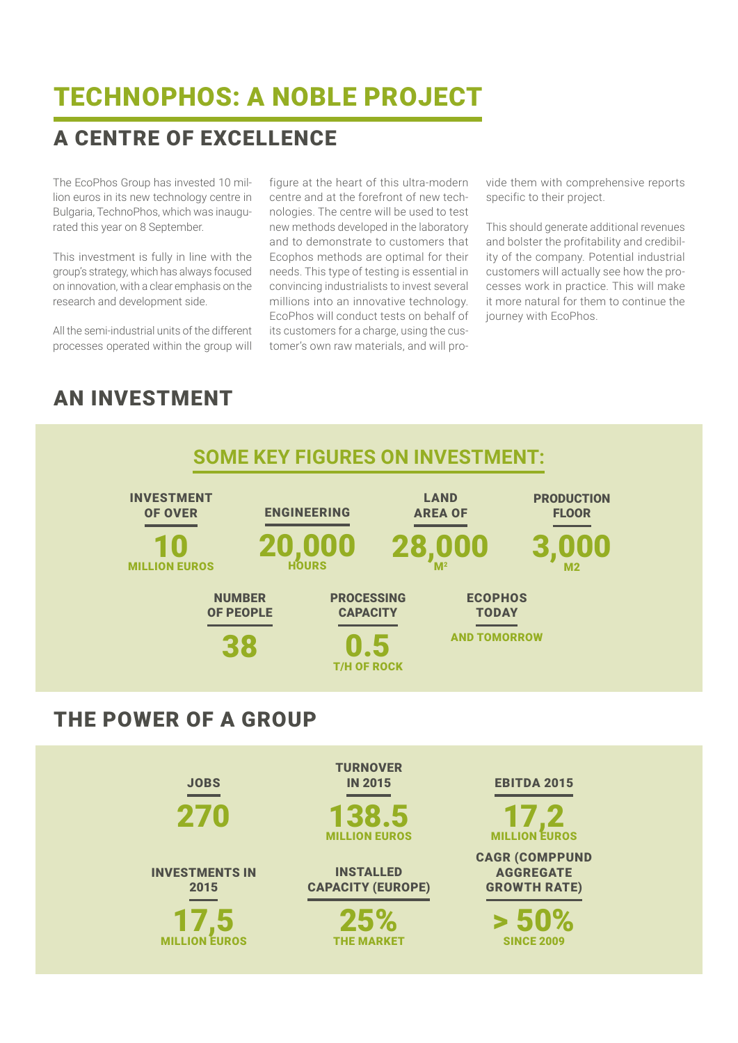# TECHNOPHOS: A NOBLE PROJECT

## A CENTRE OF EXCELLENCE

The EcoPhos Group has invested 10 million euros in its new technology centre in Bulgaria, TechnoPhos, which was inaugurated this year on 8 September.

This investment is fully in line with the group's strategy, which has always focused on innovation, with a clear emphasis on the research and development side.

All the semi-industrial units of the different processes operated within the group will figure at the heart of this ultra-modern centre and at the forefront of new technologies. The centre will be used to test new methods developed in the laboratory and to demonstrate to customers that Ecophos methods are optimal for their needs. This type of testing is essential in convincing industrialists to invest several millions into an innovative technology. EcoPhos will conduct tests on behalf of its customers for a charge, using the customer's own raw materials, and will provide them with comprehensive reports specific to their project.

This should generate additional revenues and bolster the profitability and credibility of the company. Potential industrial customers will actually see how the processes work in practice. This will make it more natural for them to continue the journey with EcoPhos.

## AN INVESTMENT

### SOME KEY FIGURES ON INVESTMENT:

**INVESTMENT OF OVER**
10
MILLION EUROS

**ENGINEERING**
20,000
HOURS

**LAND AREA OF**
28,000
M²

**PRODUCTION FLOOR**
3,000
M2

**NUMBER OF PEOPLE**
38

**PROCESSING CAPACITY**
0.5
T/H OF ROCK

**ECOPHOS TODAY**
AND TOMORROW

## THE POWER OF A GROUP

**JOBS**
270

**TURNOVER IN 2015**
138.5
MILLION EUROS

**EBITDA 2015**
17,2
MILLION EUROS

**INVESTMENTS IN 2015**
17,5
MILLION EUROS

**INSTALLED CAPACITY (EUROPE)**
25%
THE MARKET

**CAGR (COMPPUND AGGREGATE GROWTH RATE)**
> 50%
SINCE 2009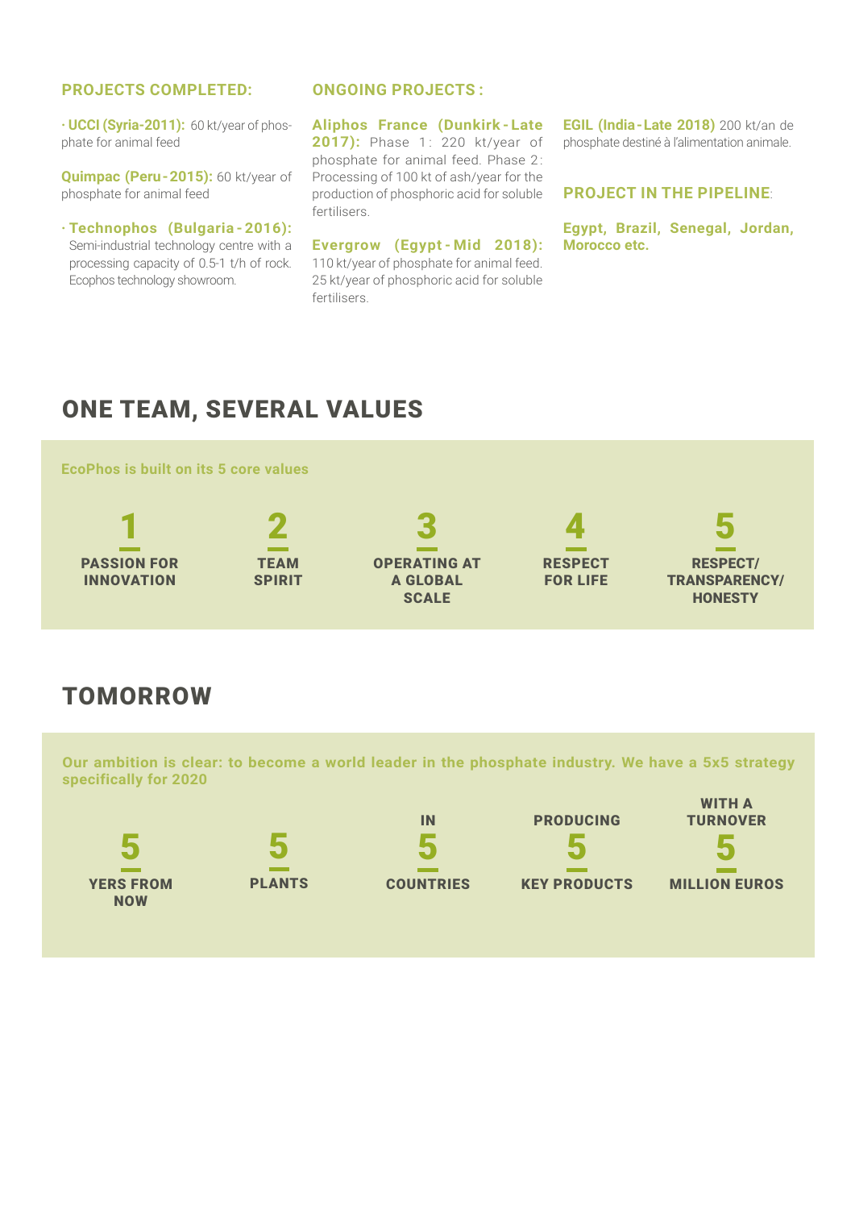**PROJECTS COMPLETED:**

- **UCCI (Syria-2011):** 60 kt/year of phosphate for animal feed

**Quimpac (Peru - 2015):** 60 kt/year of phosphate for animal feed

- **Technophos (Bulgaria - 2016):** Semi-industrial technology centre with a processing capacity of 0.5-1 t/h of rock. Ecophos technology showroom.

**ONGOING PROJECTS :**

**Aliphos France (Dunkirk - Late 2017):** Phase 1: 220 kt/year of phosphate for animal feed. Phase 2: Processing of 100 kt of ash/year for the production of phosphoric acid for soluble fertilisers.

**Evergrow (Egypt - Mid 2018):** 110 kt/year of phosphate for animal feed. 25 kt/year of phosphoric acid for soluble fertilisers.

**EGIL (India - Late 2018)** 200 kt/an de phosphate destiné à l'alimentation animale.

**PROJECT IN THE PIPELINE:**

**Egypt, Brazil, Senegal, Jordan, Morocco etc.**

## ONE TEAM, SEVERAL VALUES

**EcoPhos is built on its 5 core values**

1. **PASSION FOR INNOVATION**
2. **TEAM SPIRIT**
3. **OPERATING AT A GLOBAL SCALE**
4. **RESPECT FOR LIFE**
5. **RESPECT/ TRANSPARENCY/ HONESTY**

## TOMORROW

**Our ambition is clear: to become a world leader in the phosphate industry. We have a 5x5 strategy specifically for 2020**

**5** YERS FROM NOW

**5** PLANTS

IN **5** COUNTRIES

PRODUCING **5** KEY PRODUCTS

WITH A TURNOVER **5** MILLION EUROS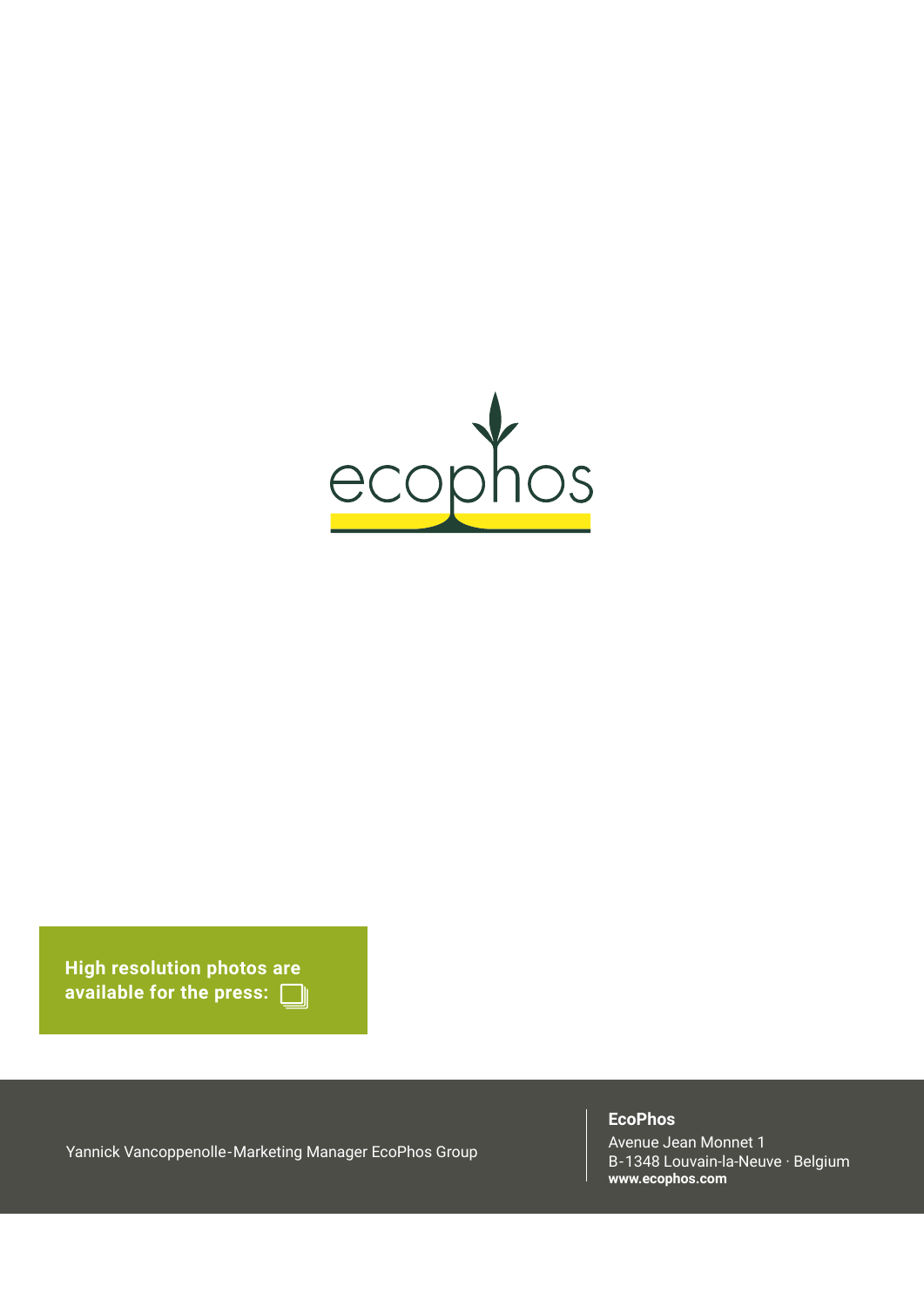ecophos

**High resolution photos are available for the press:**

Yannick Vancoppenolle-Marketing Manager EcoPhos Group

**EcoPhos**
Avenue Jean Monnet 1
B-1348 Louvain-la-Neuve · Belgium
**www.ecophos.com**